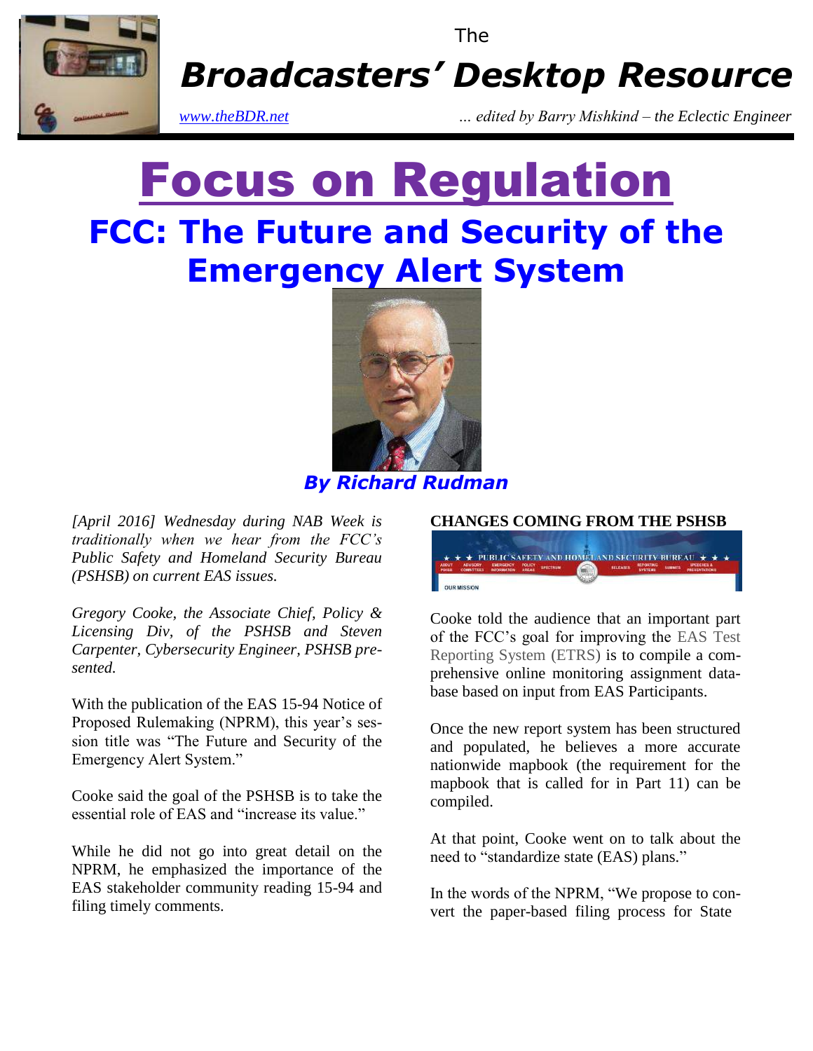The

# *Broadcasters' Desktop Resource*

*www.theBDR.net* *... edited by Barry Mishkind – the Eclectic Engineer*

# Focus on Regulation

## FCC: The Future and Security of the Emergency Alert System

***By Richard Rudman***

*[April 2016] Wednesday during NAB Week is traditionally when we hear from the FCC's Public Safety and Homeland Security Bureau (PSHSB) on current EAS issues.*

*Gregory Cooke, the Associate Chief, Policy & Licensing Div, of the PSHSB and Steven Carpenter, Cybersecurity Engineer, PSHSB presented.*

With the publication of the EAS 15-94 Notice of Proposed Rulemaking (NPRM), this year's session title was "The Future and Security of the Emergency Alert System."

Cooke said the goal of the PSHSB is to take the essential role of EAS and "increase its value."

While he did not go into great detail on the NPRM, he emphasized the importance of the EAS stakeholder community reading 15-94 and filing timely comments.

**CHANGES COMING FROM THE PSHSB**

Cooke told the audience that an important part of the FCC's goal for improving the EAS Test Reporting System (ETRS) is to compile a comprehensive online monitoring assignment database based on input from EAS Participants.

Once the new report system has been structured and populated, he believes a more accurate nationwide mapbook (the requirement for the mapbook that is called for in Part 11) can be compiled.

At that point, Cooke went on to talk about the need to "standardize state (EAS) plans."

In the words of the NPRM, "We propose to convert the paper-based filing process for State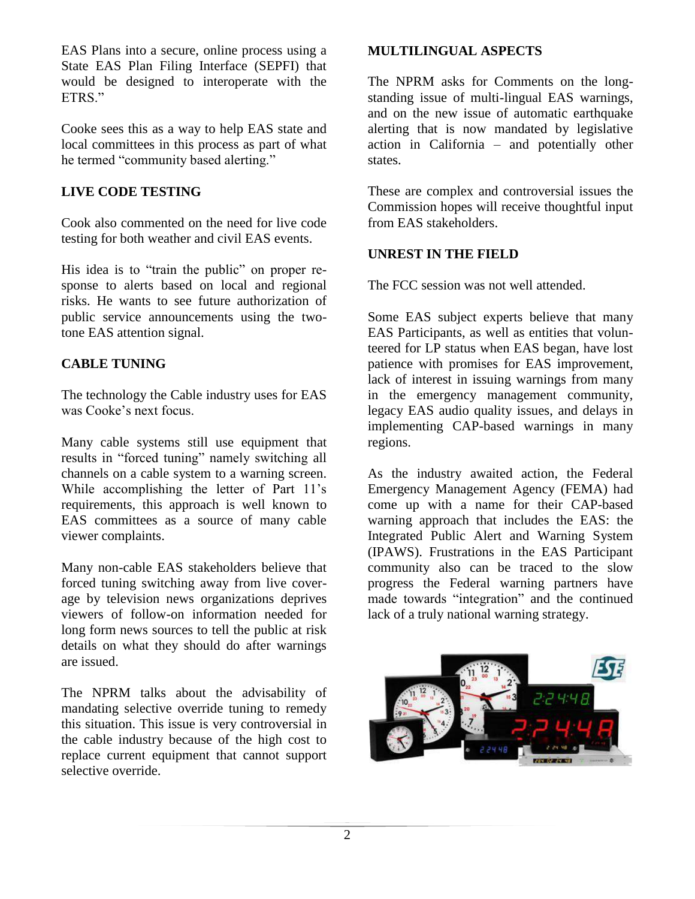EAS Plans into a secure, online process using a State EAS Plan Filing Interface (SEPFI) that would be designed to interoperate with the ETRS."

Cooke sees this as a way to help EAS state and local committees in this process as part of what he termed "community based alerting."

### LIVE CODE TESTING

Cook also commented on the need for live code testing for both weather and civil EAS events.

His idea is to "train the public" on proper response to alerts based on local and regional risks. He wants to see future authorization of public service announcements using the two-tone EAS attention signal.

### CABLE TUNING

The technology the Cable industry uses for EAS was Cooke's next focus.

Many cable systems still use equipment that results in "forced tuning" namely switching all channels on a cable system to a warning screen. While accomplishing the letter of Part 11's requirements, this approach is well known to EAS committees as a source of many cable viewer complaints.

Many non-cable EAS stakeholders believe that forced tuning switching away from live coverage by television news organizations deprives viewers of follow-on information needed for long form news sources to tell the public at risk details on what they should do after warnings are issued.

The NPRM talks about the advisability of mandating selective override tuning to remedy this situation. This issue is very controversial in the cable industry because of the high cost to replace current equipment that cannot support selective override.

### MULTILINGUAL ASPECTS

The NPRM asks for Comments on the long-standing issue of multi-lingual EAS warnings, and on the new issue of automatic earthquake alerting that is now mandated by legislative action in California – and potentially other states.

These are complex and controversial issues the Commission hopes will receive thoughtful input from EAS stakeholders.

### UNREST IN THE FIELD

The FCC session was not well attended.

Some EAS subject experts believe that many EAS Participants, as well as entities that volunteered for LP status when EAS began, have lost patience with promises for EAS improvement, lack of interest in issuing warnings from many in the emergency management community, legacy EAS audio quality issues, and delays in implementing CAP-based warnings in many regions.

As the industry awaited action, the Federal Emergency Management Agency (FEMA) had come up with a name for their CAP-based warning approach that includes the EAS: the Integrated Public Alert and Warning System (IPAWS). Frustrations in the EAS Participant community also can be traced to the slow progress the Federal warning partners have made towards "integration" and the continued lack of a truly national warning strategy.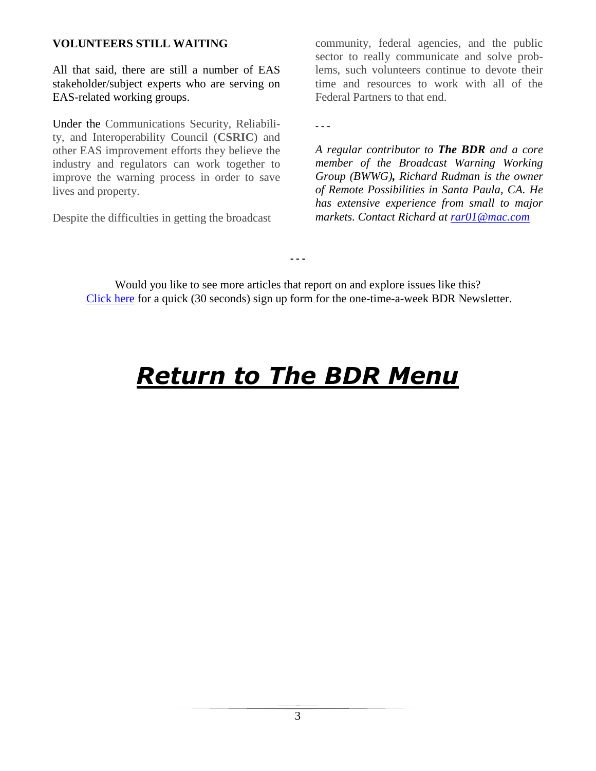**VOLUNTEERS STILL WAITING**

All that said, there are still a number of EAS stakeholder/subject experts who are serving on EAS-related working groups.

Under the Communications Security, Reliability, and Interoperability Council (**CSRIC**) and other EAS improvement efforts they believe the industry and regulators can work together to improve the warning process in order to save lives and property.

Despite the difficulties in getting the broadcast community, federal agencies, and the public sector to really communicate and solve problems, such volunteers continue to devote their time and resources to work with all of the Federal Partners to that end.

- - -

*A regular contributor to **The BDR** and a core member of the Broadcast Warning Working Group (BWWG)**,** Richard Rudman is the owner of Remote Possibilities in Santa Paula, CA. He has extensive experience from small to major markets. Contact Richard at [rar01@mac.com](mailto:rar01@mac.com)*

- - -

Would you like to see more articles that report on and explore issues like this?
[Click here](#) for a quick (30 seconds) sign up form for the one-time-a-week BDR Newsletter.

# ***Return to The BDR Menu***